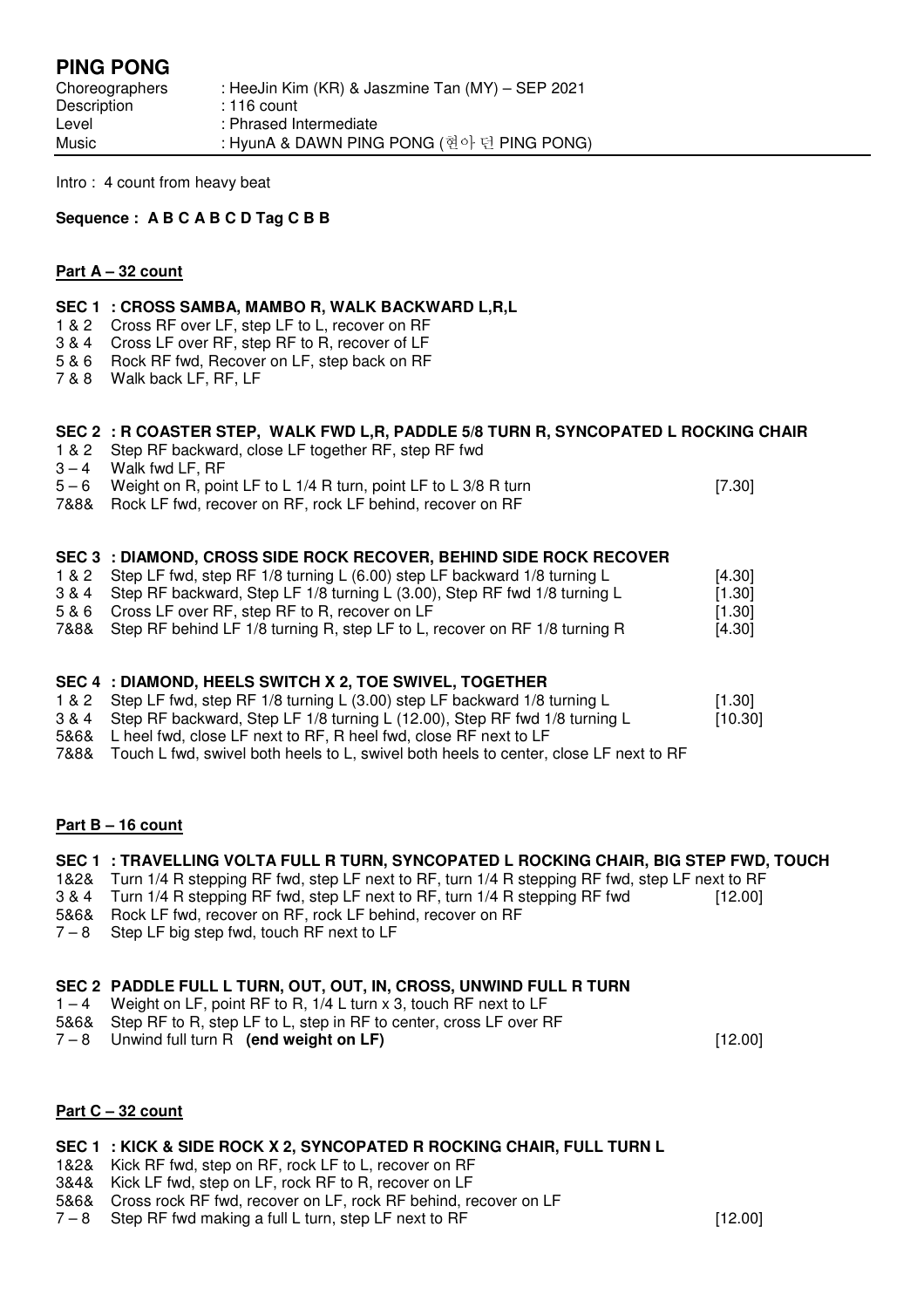# PING PONG

| | |
|---|---|
| Choreographers | : HeeJin Kim (KR) & Jaszmine Tan (MY) – SEP 2021 |
| Description | : 116 count |
| Level | : Phrased Intermediate |
| Music | : HyunA & DAWN PING PONG (현아 던 PING PONG) |

Intro : 4 count from heavy beat

**Sequence : A B C A B C D Tag C B B**

## Part A – 32 count

### SEC 1 : CROSS SAMBA, MAMBO R, WALK BACKWARD L,R,L

| | | |
|---|---|---|
| 1 & 2 | Cross RF over LF, step LF to L, recover on RF | |
| 3 & 4 | Cross LF over RF, step RF to R, recover of LF | |
| 5 & 6 | Rock RF fwd, Recover on LF, step back on RF | |
| 7 & 8 | Walk back LF, RF, LF | |

### SEC 2 : R COASTER STEP, WALK FWD L,R, PADDLE 5/8 TURN R, SYNCOPATED L ROCKING CHAIR

| | | |
|---|---|---|
| 1 & 2 | Step RF backward, close LF together RF, step RF fwd | |
| 3 – 4 | Walk fwd LF, RF | |
| 5 – 6 | Weight on R, point LF to L 1/4 R turn, point LF to L 3/8 R turn | [7.30] |
| 7&8& | Rock LF fwd, recover on RF, rock LF behind, recover on RF | |

### SEC 3 : DIAMOND, CROSS SIDE ROCK RECOVER, BEHIND SIDE ROCK RECOVER

| | | |
|---|---|---|
| 1 & 2 | Step LF fwd, step RF 1/8 turning L (6.00) step LF backward 1/8 turning L | [4.30] |
| 3 & 4 | Step RF backward, Step LF 1/8 turning L (3.00), Step RF fwd 1/8 turning L | [1.30] |
| 5 & 6 | Cross LF over RF, step RF to R, recover on LF | [1.30] |
| 7&8& | Step RF behind LF 1/8 turning R, step LF to L, recover on RF 1/8 turning R | [4.30] |

### SEC 4 : DIAMOND, HEELS SWITCH X 2, TOE SWIVEL, TOGETHER

| | | |
|---|---|---|
| 1 & 2 | Step LF fwd, step RF 1/8 turning L (3.00) step LF backward 1/8 turning L | [1.30] |
| 3 & 4 | Step RF backward, Step LF 1/8 turning L (12.00), Step RF fwd 1/8 turning L | [10.30] |
| 5&6& | L heel fwd, close LF next to RF, R heel fwd, close RF next to LF | |
| 7&8& | Touch L fwd, swivel both heels to L, swivel both heels to center, close LF next to RF | |

## Part B – 16 count

### SEC 1 : TRAVELLING VOLTA FULL R TURN, SYNCOPATED L ROCKING CHAIR, BIG STEP FWD, TOUCH

| | | |
|---|---|---|
| 1&2& | Turn 1/4 R stepping RF fwd, step LF next to RF, turn 1/4 R stepping RF fwd, step LF next to RF | |
| 3 & 4 | Turn 1/4 R stepping RF fwd, step LF next to RF, turn 1/4 R stepping RF fwd | [12.00] |
| 5&6& | Rock LF fwd, recover on RF, rock LF behind, recover on RF | |
| 7 – 8 | Step LF big step fwd, touch RF next to LF | |

### SEC 2 PADDLE FULL L TURN, OUT, OUT, IN, CROSS, UNWIND FULL R TURN

| | | |
|---|---|---|
| 1 – 4 | Weight on LF, point RF to R, 1/4 L turn x 3, touch RF next to LF | |
| 5&6& | Step RF to R, step LF to L, step in RF to center, cross LF over RF | |
| 7 – 8 | Unwind full turn R **(end weight on LF)** | [12.00] |

## Part C – 32 count

### SEC 1 : KICK & SIDE ROCK X 2, SYNCOPATED R ROCKING CHAIR, FULL TURN L

| | | |
|---|---|---|
| 1&2& | Kick RF fwd, step on RF, rock LF to L, recover on RF | |
| 3&4& | Kick LF fwd, step on LF, rock RF to R, recover on LF | |
| 5&6& | Cross rock RF fwd, recover on LF, rock RF behind, recover on LF | |
| 7 – 8 | Step RF fwd making a full L turn, step LF next to RF | [12.00] |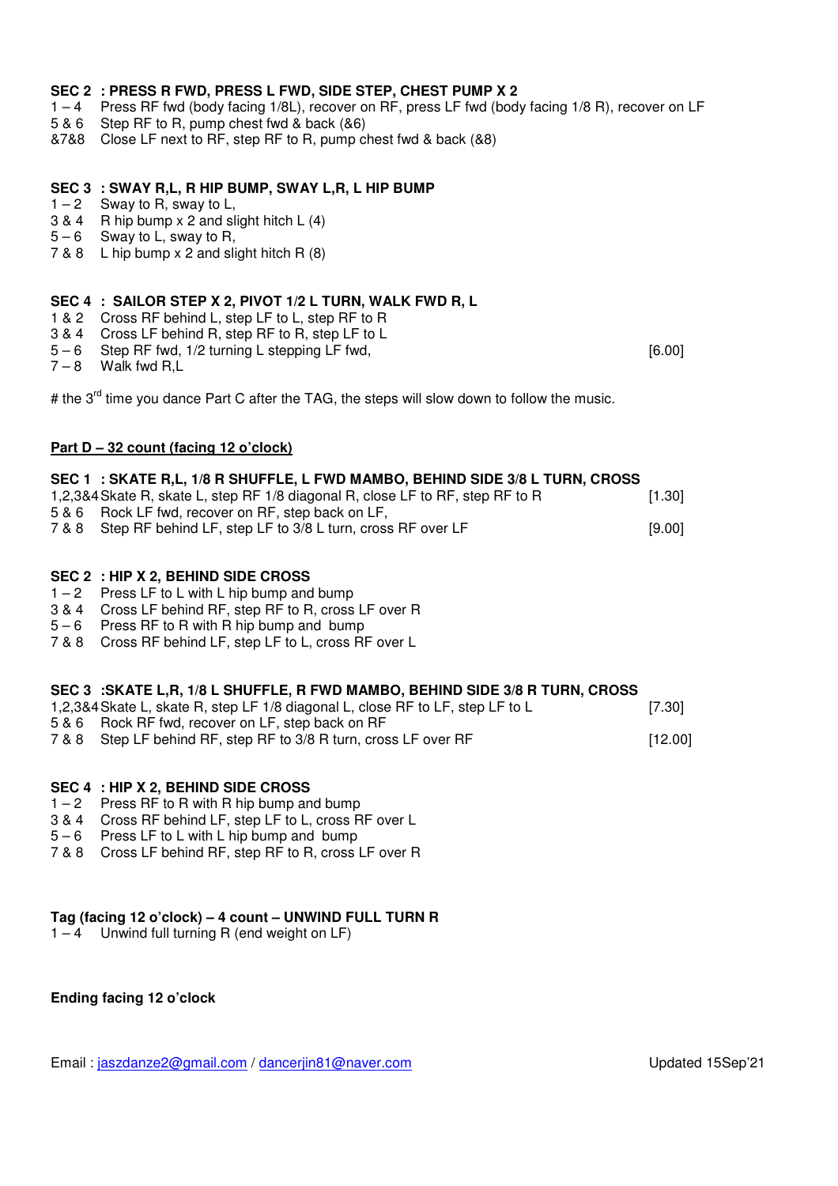**SEC 2 : PRESS R FWD, PRESS L FWD, SIDE STEP, CHEST PUMP X 2**

1 – 4 Press RF fwd (body facing 1/8L), recover on RF, press LF fwd (body facing 1/8 R), recover on LF
5 & 6 Step RF to R, pump chest fwd & back (&6)
&7&8 Close LF next to RF, step RF to R, pump chest fwd & back (&8)

**SEC 3 : SWAY R,L, R HIP BUMP, SWAY L,R, L HIP BUMP**

1 – 2 Sway to R, sway to L,
3 & 4 R hip bump x 2 and slight hitch L (4)
5 – 6 Sway to L, sway to R,
7 & 8 L hip bump x 2 and slight hitch R (8)

**SEC 4 : SAILOR STEP X 2, PIVOT 1/2 L TURN, WALK FWD R, L**

1 & 2 Cross RF behind L, step LF to L, step RF to R
3 & 4 Cross LF behind R, step RF to R, step LF to L
5 – 6 Step RF fwd, 1/2 turning L stepping LF fwd, [6.00]
7 – 8 Walk fwd R,L

# the 3rd time you dance Part C after the TAG, the steps will slow down to follow the music.

**Part D – 32 count (facing 12 o'clock)**

**SEC 1 : SKATE R,L, 1/8 R SHUFFLE, L FWD MAMBO, BEHIND SIDE 3/8 L TURN, CROSS**

1,2,3&4 Skate R, skate L, step RF 1/8 diagonal R, close LF to RF, step RF to R [1.30]
5 & 6 Rock LF fwd, recover on RF, step back on LF,
7 & 8 Step RF behind LF, step LF to 3/8 L turn, cross RF over LF [9.00]

**SEC 2 : HIP X 2, BEHIND SIDE CROSS**

1 – 2 Press LF to L with L hip bump and bump
3 & 4 Cross LF behind RF, step RF to R, cross LF over R
5 – 6 Press RF to R with R hip bump and bump
7 & 8 Cross RF behind LF, step LF to L, cross RF over L

**SEC 3 :SKATE L,R, 1/8 L SHUFFLE, R FWD MAMBO, BEHIND SIDE 3/8 R TURN, CROSS**

1,2,3&4 Skate L, skate R, step LF 1/8 diagonal L, close RF to LF, step LF to L [7.30]
5 & 6 Rock RF fwd, recover on LF, step back on RF
7 & 8 Step LF behind RF, step RF to 3/8 R turn, cross LF over RF [12.00]

**SEC 4 : HIP X 2, BEHIND SIDE CROSS**

1 – 2 Press RF to R with R hip bump and bump
3 & 4 Cross RF behind LF, step LF to L, cross RF over L
5 – 6 Press LF to L with L hip bump and bump
7 & 8 Cross LF behind RF, step RF to R, cross LF over R

**Tag (facing 12 o'clock) – 4 count – UNWIND FULL TURN R**

1 – 4 Unwind full turning R (end weight on LF)

**Ending facing 12 o'clock**

Email : jaszdanze2@gmail.com / dancerjin81@naver.com Updated 15Sep'21